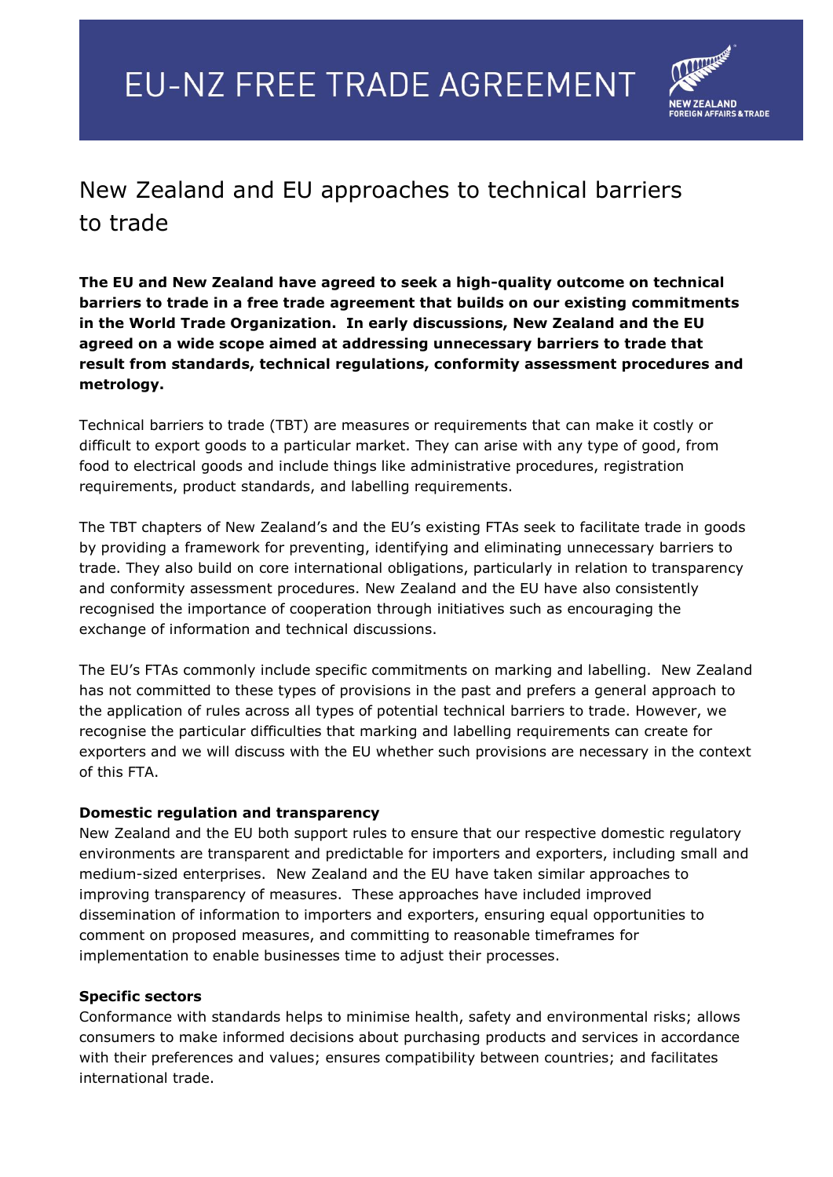# EU-NZ FREE TRADE AGREEMENT

NEW ZEALAND
FOREIGN AFFAIRS & TRADE

## New Zealand and EU approaches to technical barriers to trade

**The EU and New Zealand have agreed to seek a high-quality outcome on technical barriers to trade in a free trade agreement that builds on our existing commitments in the World Trade Organization. In early discussions, New Zealand and the EU agreed on a wide scope aimed at addressing unnecessary barriers to trade that result from standards, technical regulations, conformity assessment procedures and metrology.**

Technical barriers to trade (TBT) are measures or requirements that can make it costly or difficult to export goods to a particular market. They can arise with any type of good, from food to electrical goods and include things like administrative procedures, registration requirements, product standards, and labelling requirements.

The TBT chapters of New Zealand's and the EU's existing FTAs seek to facilitate trade in goods by providing a framework for preventing, identifying and eliminating unnecessary barriers to trade. They also build on core international obligations, particularly in relation to transparency and conformity assessment procedures. New Zealand and the EU have also consistently recognised the importance of cooperation through initiatives such as encouraging the exchange of information and technical discussions.

The EU's FTAs commonly include specific commitments on marking and labelling. New Zealand has not committed to these types of provisions in the past and prefers a general approach to the application of rules across all types of potential technical barriers to trade. However, we recognise the particular difficulties that marking and labelling requirements can create for exporters and we will discuss with the EU whether such provisions are necessary in the context of this FTA.

**Domestic regulation and transparency**

New Zealand and the EU both support rules to ensure that our respective domestic regulatory environments are transparent and predictable for importers and exporters, including small and medium-sized enterprises. New Zealand and the EU have taken similar approaches to improving transparency of measures. These approaches have included improved dissemination of information to importers and exporters, ensuring equal opportunities to comment on proposed measures, and committing to reasonable timeframes for implementation to enable businesses time to adjust their processes.

**Specific sectors**

Conformance with standards helps to minimise health, safety and environmental risks; allows consumers to make informed decisions about purchasing products and services in accordance with their preferences and values; ensures compatibility between countries; and facilitates international trade.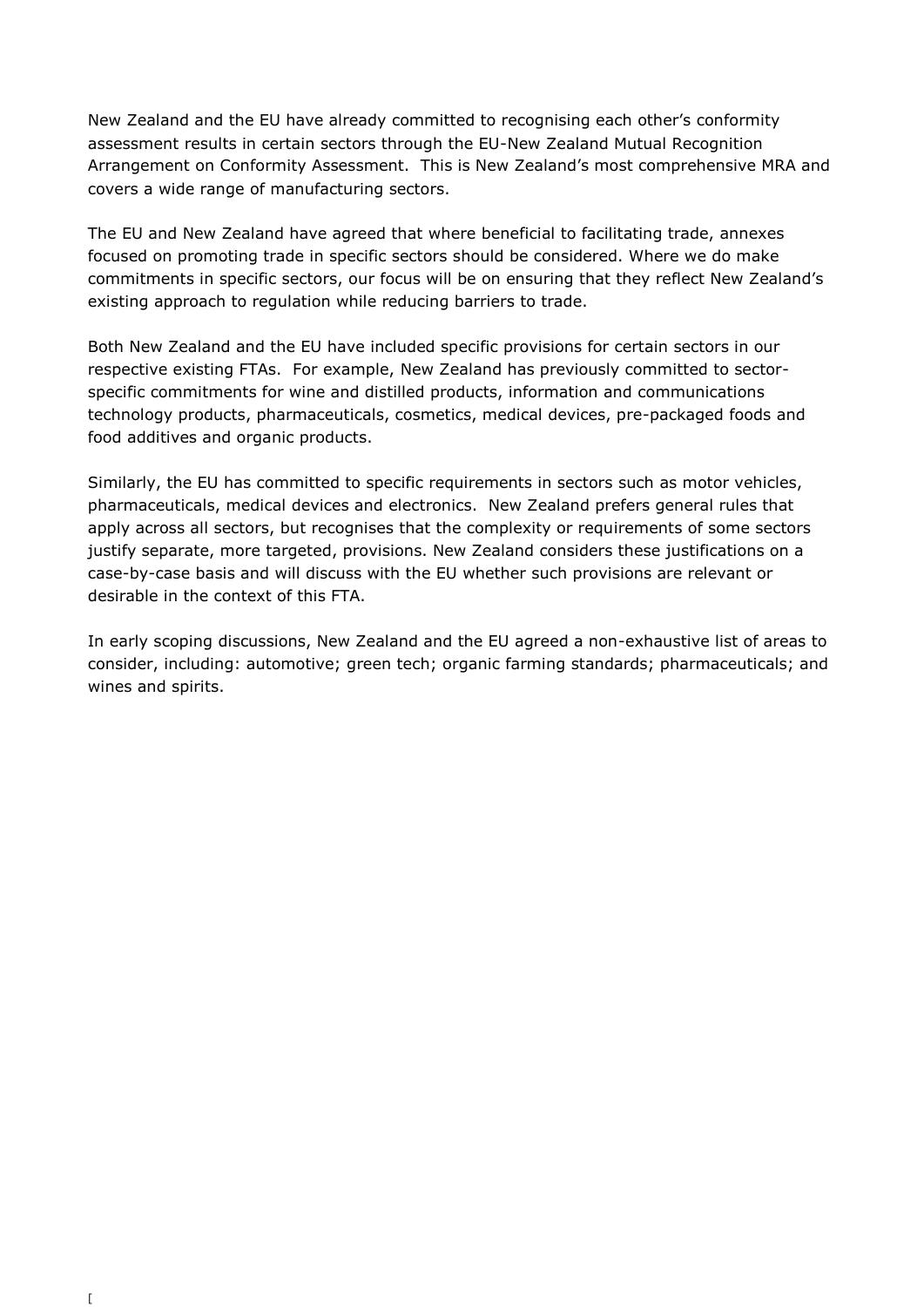New Zealand and the EU have already committed to recognising each other's conformity assessment results in certain sectors through the EU-New Zealand Mutual Recognition Arrangement on Conformity Assessment.  This is New Zealand's most comprehensive MRA and covers a wide range of manufacturing sectors.

The EU and New Zealand have agreed that where beneficial to facilitating trade, annexes focused on promoting trade in specific sectors should be considered. Where we do make commitments in specific sectors, our focus will be on ensuring that they reflect New Zealand's existing approach to regulation while reducing barriers to trade.

Both New Zealand and the EU have included specific provisions for certain sectors in our respective existing FTAs.  For example, New Zealand has previously committed to sector-specific commitments for wine and distilled products, information and communications technology products, pharmaceuticals, cosmetics, medical devices, pre-packaged foods and food additives and organic products.

Similarly, the EU has committed to specific requirements in sectors such as motor vehicles, pharmaceuticals, medical devices and electronics.  New Zealand prefers general rules that apply across all sectors, but recognises that the complexity or requirements of some sectors justify separate, more targeted, provisions. New Zealand considers these justifications on a case-by-case basis and will discuss with the EU whether such provisions are relevant or desirable in the context of this FTA.

In early scoping discussions, New Zealand and the EU agreed a non-exhaustive list of areas to consider, including: automotive; green tech; organic farming standards; pharmaceuticals; and wines and spirits.